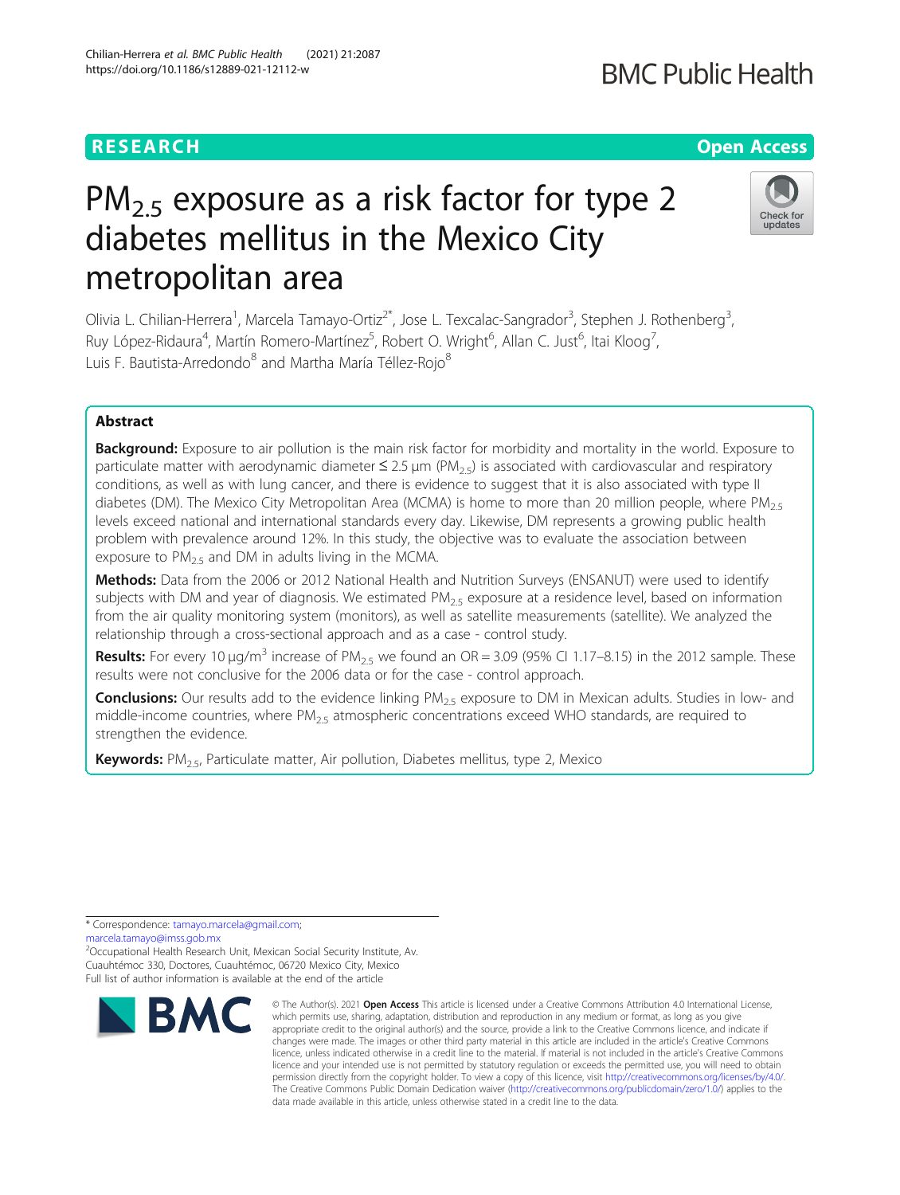RESEARCH

Open Access

# $PM_{2.5}$ exposure as a risk factor for type 2 diabetes mellitus in the Mexico City metropolitan area

Olivia L. Chilian-Herrera[1], Marcela Tamayo-Ortiz[2*], Jose L. Texcalac-Sangrador[3], Stephen J. Rothenberg[3], Ruy López-Ridaura[4], Martín Romero-Martínez[5], Robert O. Wright[6], Allan C. Just[6], Itai Kloog[7], Luis F. Bautista-Arredondo[8] and Martha María Téllez-Rojo[8]

## Abstract

**Background:** Exposure to air pollution is the main risk factor for morbidity and mortality in the world. Exposure to particulate matter with aerodynamic diameter ≤ 2.5 μm ($PM_{2.5}$) is associated with cardiovascular and respiratory conditions, as well as with lung cancer, and there is evidence to suggest that it is also associated with type II diabetes (DM). The Mexico City Metropolitan Area (MCMA) is home to more than 20 million people, where $PM_{2.5}$ levels exceed national and international standards every day. Likewise, DM represents a growing public health problem with prevalence around 12%. In this study, the objective was to evaluate the association between exposure to $PM_{2.5}$ and DM in adults living in the MCMA.

**Methods:** Data from the 2006 or 2012 National Health and Nutrition Surveys (ENSANUT) were used to identify subjects with DM and year of diagnosis. We estimated $PM_{2.5}$ exposure at a residence level, based on information from the air quality monitoring system (monitors), as well as satellite measurements (satellite). We analyzed the relationship through a cross-sectional approach and as a case - control study.

**Results:** For every 10 μg/m$^3$ increase of $PM_{2.5}$ we found an OR = 3.09 (95% CI 1.17–8.15) in the 2012 sample. These results were not conclusive for the 2006 data or for the case - control approach.

**Conclusions:** Our results add to the evidence linking $PM_{2.5}$ exposure to DM in Mexican adults. Studies in low- and middle-income countries, where $PM_{2.5}$ atmospheric concentrations exceed WHO standards, are required to strengthen the evidence.

**Keywords:** $PM_{2.5}$, Particulate matter, Air pollution, Diabetes mellitus, type 2, Mexico

---

\* Correspondence: tamayo.marcela@gmail.com; marcela.tamayo@imss.gob.mx

[2]Occupational Health Research Unit, Mexican Social Security Institute, Av. Cuauhtémoc 330, Doctores, Cuauhtémoc, 06720 Mexico City, Mexico

Full list of author information is available at the end of the article

© The Author(s). 2021 **Open Access** This article is licensed under a Creative Commons Attribution 4.0 International License, which permits use, sharing, adaptation, distribution and reproduction in any medium or format, as long as you give appropriate credit to the original author(s) and the source, provide a link to the Creative Commons licence, and indicate if changes were made. The images or other third party material in this article are included in the article's Creative Commons licence, unless indicated otherwise in a credit line to the material. If material is not included in the article's Creative Commons licence and your intended use is not permitted by statutory regulation or exceeds the permitted use, you will need to obtain permission directly from the copyright holder. To view a copy of this licence, visit http://creativecommons.org/licenses/by/4.0/. The Creative Commons Public Domain Dedication waiver (http://creativecommons.org/publicdomain/zero/1.0/) applies to the data made available in this article, unless otherwise stated in a credit line to the data.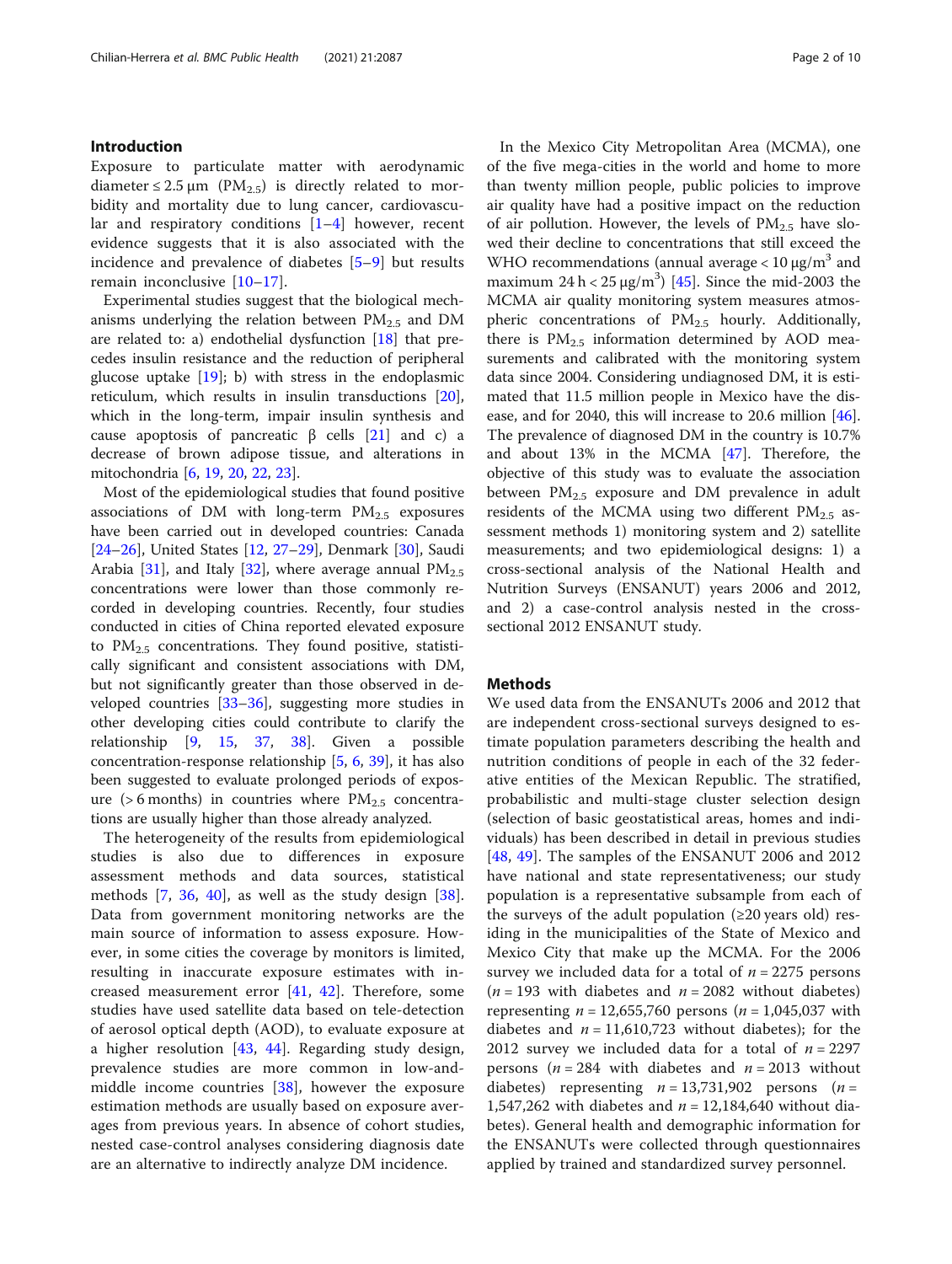## Introduction

Exposure to particulate matter with aerodynamic diameter ≤ 2.5 μm ($PM_{2.5}$) is directly related to morbidity and mortality due to lung cancer, cardiovascular and respiratory conditions [1–4] however, recent evidence suggests that it is also associated with the incidence and prevalence of diabetes [5–9] but results remain inconclusive [10–17].

Experimental studies suggest that the biological mechanisms underlying the relation between $PM_{2.5}$ and DM are related to: a) endothelial dysfunction [18] that precedes insulin resistance and the reduction of peripheral glucose uptake [19]; b) with stress in the endoplasmic reticulum, which results in insulin transductions [20], which in the long-term, impair insulin synthesis and cause apoptosis of pancreatic β cells [21] and c) a decrease of brown adipose tissue, and alterations in mitochondria [6, 19, 20, 22, 23].

Most of the epidemiological studies that found positive associations of DM with long-term $PM_{2.5}$ exposures have been carried out in developed countries: Canada [24–26], United States [12, 27–29], Denmark [30], Saudi Arabia [31], and Italy [32], where average annual $PM_{2.5}$ concentrations were lower than those commonly recorded in developing countries. Recently, four studies conducted in cities of China reported elevated exposure to $PM_{2.5}$ concentrations. They found positive, statistically significant and consistent associations with DM, but not significantly greater than those observed in developed countries [33–36], suggesting more studies in other developing cities could contribute to clarify the relationship [9, 15, 37, 38]. Given a possible concentration-response relationship [5, 6, 39], it has also been suggested to evaluate prolonged periods of exposure (> 6 months) in countries where $PM_{2.5}$ concentrations are usually higher than those already analyzed.

The heterogeneity of the results from epidemiological studies is also due to differences in exposure assessment methods and data sources, statistical methods [7, 36, 40], as well as the study design [38]. Data from government monitoring networks are the main source of information to assess exposure. However, in some cities the coverage by monitors is limited, resulting in inaccurate exposure estimates with increased measurement error [41, 42]. Therefore, some studies have used satellite data based on tele-detection of aerosol optical depth (AOD), to evaluate exposure at a higher resolution [43, 44]. Regarding study design, prevalence studies are more common in low-and-middle income countries [38], however the exposure estimation methods are usually based on exposure averages from previous years. In absence of cohort studies, nested case-control analyses considering diagnosis date are an alternative to indirectly analyze DM incidence.

In the Mexico City Metropolitan Area (MCMA), one of the five mega-cities in the world and home to more than twenty million people, public policies to improve air quality have had a positive impact on the reduction of air pollution. However, the levels of $PM_{2.5}$ have slowed their decline to concentrations that still exceed the WHO recommendations (annual average < 10 μg/m$^3$ and maximum 24 h < 25 μg/m$^3$) [45]. Since the mid-2003 the MCMA air quality monitoring system measures atmospheric concentrations of $PM_{2.5}$ hourly. Additionally, there is $PM_{2.5}$ information determined by AOD measurements and calibrated with the monitoring system data since 2004. Considering undiagnosed DM, it is estimated that 11.5 million people in Mexico have the disease, and for 2040, this will increase to 20.6 million [46]. The prevalence of diagnosed DM in the country is 10.7% and about 13% in the MCMA [47]. Therefore, the objective of this study was to evaluate the association between $PM_{2.5}$ exposure and DM prevalence in adult residents of the MCMA using two different $PM_{2.5}$ assessment methods 1) monitoring system and 2) satellite measurements; and two epidemiological designs: 1) a cross-sectional analysis of the National Health and Nutrition Surveys (ENSANUT) years 2006 and 2012, and 2) a case-control analysis nested in the cross-sectional 2012 ENSANUT study.

## Methods

We used data from the ENSANUTs 2006 and 2012 that are independent cross-sectional surveys designed to estimate population parameters describing the health and nutrition conditions of people in each of the 32 federative entities of the Mexican Republic. The stratified, probabilistic and multi-stage cluster selection design (selection of basic geostatistical areas, homes and individuals) has been described in detail in previous studies [48, 49]. The samples of the ENSANUT 2006 and 2012 have national and state representativeness; our study population is a representative subsample from each of the surveys of the adult population (≥20 years old) residing in the municipalities of the State of Mexico and Mexico City that make up the MCMA. For the 2006 survey we included data for a total of $n = 2275$ persons ($n = 193$ with diabetes and $n = 2082$ without diabetes) representing $n = 12{,}655{,}760$ persons ($n = 1{,}045{,}037$ with diabetes and $n = 11{,}610{,}723$ without diabetes); for the 2012 survey we included data for a total of $n = 2297$ persons ($n = 284$ with diabetes and $n = 2013$ without diabetes) representing $n = 13{,}731{,}902$ persons ($n = 1{,}547{,}262$ with diabetes and $n = 12{,}184{,}640$ without diabetes). General health and demographic information for the ENSANUTs were collected through questionnaires applied by trained and standardized survey personnel.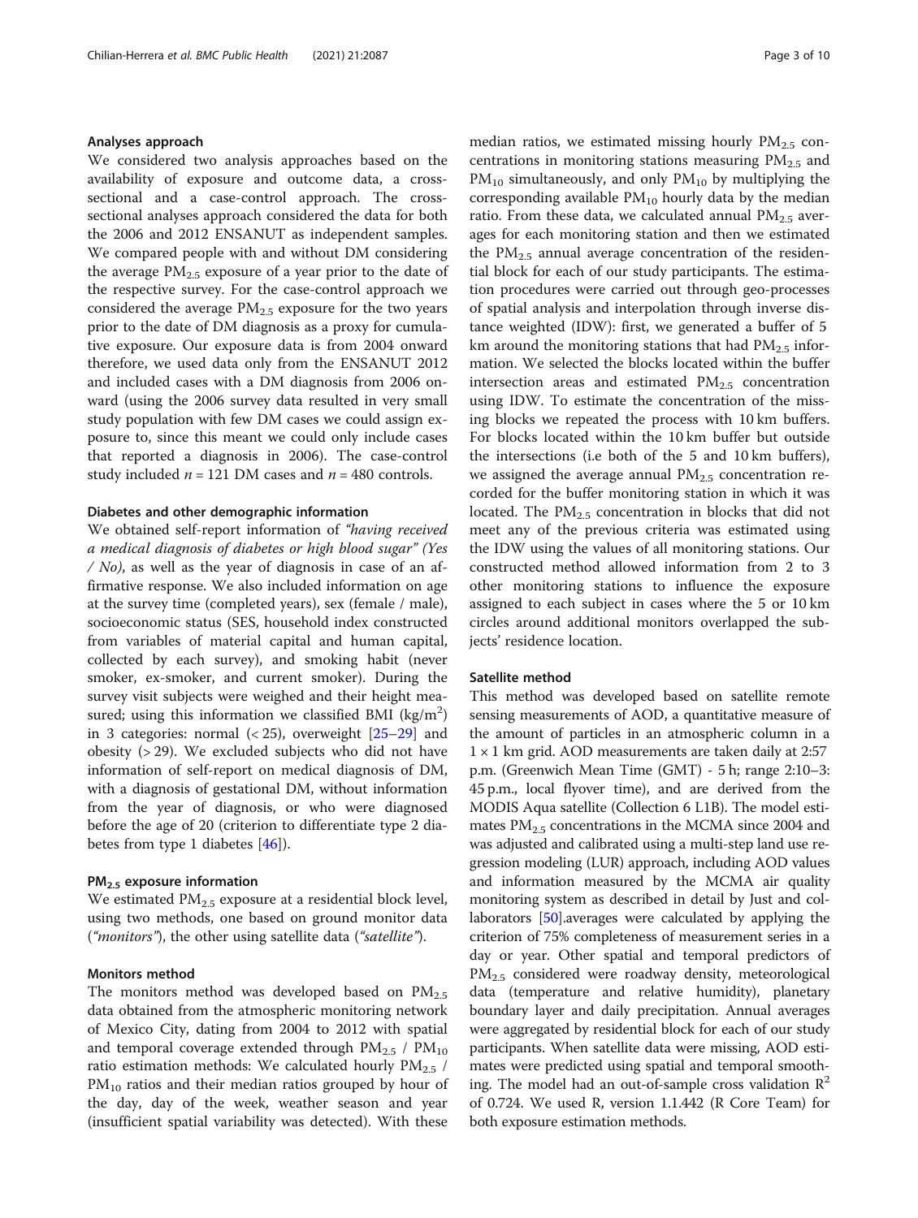### Analyses approach

We considered two analysis approaches based on the availability of exposure and outcome data, a cross-sectional and a case-control approach. The cross-sectional analyses approach considered the data for both the 2006 and 2012 ENSANUT as independent samples. We compared people with and without DM considering the average $PM_{2.5}$ exposure of a year prior to the date of the respective survey. For the case-control approach we considered the average $PM_{2.5}$ exposure for the two years prior to the date of DM diagnosis as a proxy for cumulative exposure. Our exposure data is from 2004 onward therefore, we used data only from the ENSANUT 2012 and included cases with a DM diagnosis from 2006 onward (using the 2006 survey data resulted in very small study population with few DM cases we could assign exposure to, since this meant we could only include cases that reported a diagnosis in 2006). The case-control study included $n = 121$ DM cases and $n = 480$ controls.

### Diabetes and other demographic information

We obtained self-report information of *"having received a medical diagnosis of diabetes or high blood sugar" (Yes / No)*, as well as the year of diagnosis in case of an affirmative response. We also included information on age at the survey time (completed years), sex (female / male), socioeconomic status (SES, household index constructed from variables of material capital and human capital, collected by each survey), and smoking habit (never smoker, ex-smoker, and current smoker). During the survey visit subjects were weighed and their height measured; using this information we classified BMI ($kg/m^2$) in 3 categories: normal (< 25), overweight [25–29] and obesity (> 29). We excluded subjects who did not have information of self-report on medical diagnosis of DM, with a diagnosis of gestational DM, without information from the year of diagnosis, or who were diagnosed before the age of 20 (criterion to differentiate type 2 diabetes from type 1 diabetes [46]).

### $PM_{2.5}$ exposure information

We estimated $PM_{2.5}$ exposure at a residential block level, using two methods, one based on ground monitor data (*"monitors"*), the other using satellite data (*"satellite"*).

### Monitors method

The monitors method was developed based on $PM_{2.5}$ data obtained from the atmospheric monitoring network of Mexico City, dating from 2004 to 2012 with spatial and temporal coverage extended through $PM_{2.5}$ / $PM_{10}$ ratio estimation methods: We calculated hourly $PM_{2.5}$ / $PM_{10}$ ratios and their median ratios grouped by hour of the day, day of the week, weather season and year (insufficient spatial variability was detected). With these median ratios, we estimated missing hourly $PM_{2.5}$ concentrations in monitoring stations measuring $PM_{2.5}$ and $PM_{10}$ simultaneously, and only $PM_{10}$ by multiplying the corresponding available $PM_{10}$ hourly data by the median ratio. From these data, we calculated annual $PM_{2.5}$ averages for each monitoring station and then we estimated the $PM_{2.5}$ annual average concentration of the residential block for each of our study participants. The estimation procedures were carried out through geo-processes of spatial analysis and interpolation through inverse distance weighted (IDW): first, we generated a buffer of 5 km around the monitoring stations that had $PM_{2.5}$ information. We selected the blocks located within the buffer intersection areas and estimated $PM_{2.5}$ concentration using IDW. To estimate the concentration of the missing blocks we repeated the process with 10 km buffers. For blocks located within the 10 km buffer but outside the intersections (i.e both of the 5 and 10 km buffers), we assigned the average annual $PM_{2.5}$ concentration recorded for the buffer monitoring station in which it was located. The $PM_{2.5}$ concentration in blocks that did not meet any of the previous criteria was estimated using the IDW using the values of all monitoring stations. Our constructed method allowed information from 2 to 3 other monitoring stations to influence the exposure assigned to each subject in cases where the 5 or 10 km circles around additional monitors overlapped the subjects' residence location.

### Satellite method

This method was developed based on satellite remote sensing measurements of AOD, a quantitative measure of the amount of particles in an atmospheric column in a $1 \times 1$ km grid. AOD measurements are taken daily at 2:57 p.m. (Greenwich Mean Time (GMT) - 5 h; range 2:10–3:45 p.m., local flyover time), and are derived from the MODIS Aqua satellite (Collection 6 L1B). The model estimates $PM_{2.5}$ concentrations in the MCMA since 2004 and was adjusted and calibrated using a multi-step land use regression modeling (LUR) approach, including AOD values and information measured by the MCMA air quality monitoring system as described in detail by Just and collaborators [50].averages were calculated by applying the criterion of 75% completeness of measurement series in a day or year. Other spatial and temporal predictors of $PM_{2.5}$ considered were roadway density, meteorological data (temperature and relative humidity), planetary boundary layer and daily precipitation. Annual averages were aggregated by residential block for each of our study participants. When satellite data were missing, AOD estimates were predicted using spatial and temporal smoothing. The model had an out-of-sample cross validation $R^2$ of 0.724. We used R, version 1.1.442 (R Core Team) for both exposure estimation methods.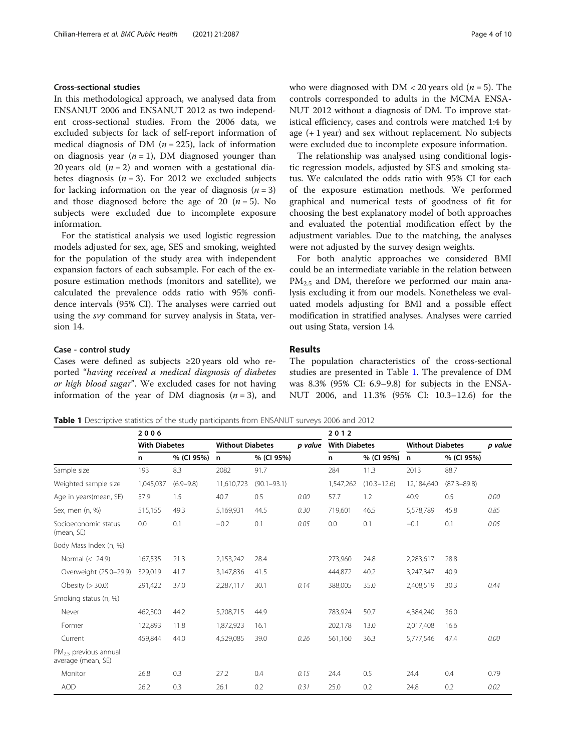### Cross-sectional studies

In this methodological approach, we analysed data from ENSANUT 2006 and ENSANUT 2012 as two independent cross-sectional studies. From the 2006 data, we excluded subjects for lack of self-report information of medical diagnosis of DM ($n = 225$), lack of information on diagnosis year ($n = 1$), DM diagnosed younger than 20 years old ($n = 2$) and women with a gestational diabetes diagnosis ($n = 3$). For 2012 we excluded subjects for lacking information on the year of diagnosis ($n = 3$) and those diagnosed before the age of 20 ($n = 5$). No subjects were excluded due to incomplete exposure information.

For the statistical analysis we used logistic regression models adjusted for sex, age, SES and smoking, weighted for the population of the study area with independent expansion factors of each subsample. For each of the exposure estimation methods (monitors and satellite), we calculated the prevalence odds ratio with 95% confidence intervals (95% CI). The analyses were carried out using the *svy* command for survey analysis in Stata, version 14.

### Case - control study

Cases were defined as subjects ≥20 years old who reported "*having received a medical diagnosis of diabetes or high blood sugar*". We excluded cases for not having information of the year of DM diagnosis ($n = 3$), and who were diagnosed with DM < 20 years old ($n = 5$). The controls corresponded to adults in the MCMA ENSANUT 2012 without a diagnosis of DM. To improve statistical efficiency, cases and controls were matched 1:4 by age (+ 1 year) and sex without replacement. No subjects were excluded due to incomplete exposure information.

The relationship was analysed using conditional logistic regression models, adjusted by SES and smoking status. We calculated the odds ratio with 95% CI for each of the exposure estimation methods. We performed graphical and numerical tests of goodness of fit for choosing the best explanatory model of both approaches and evaluated the potential modification effect by the adjustment variables. Due to the matching, the analyses were not adjusted by the survey design weights.

For both analytic approaches we considered BMI could be an intermediate variable in the relation between $PM_{2.5}$ and DM, therefore we performed our main analysis excluding it from our models. Nonetheless we evaluated models adjusting for BMI and a possible effect modification in stratified analyses. Analyses were carried out using Stata, version 14.

## Results

The population characteristics of the cross-sectional studies are presented in Table 1. The prevalence of DM was 8.3% (95% CI: 6.9–9.8) for subjects in the ENSANUT 2006, and 11.3% (95% CI: 10.3–12.6) for the

**Table 1** Descriptive statistics of the study participants from ENSANUT surveys 2006 and 2012

| | 2006 | | | | | 2012 | | | | |
|---|---|---|---|---|---|---|---|---|---|---|
| | With Diabetes | | Without Diabetes | | *p value* | With Diabetes | | Without Diabetes | | *p value* |
| | n | % (CI 95%) | n | % (CI 95%) | | n | % (CI 95%) | n | % (CI 95%) | |
| Sample size | 193 | 8.3 | 2082 | 91.7 | | 284 | 11.3 | 2013 | 88.7 | |
| Weighted sample size | 1,045,037 | (6.9–9.8) | 11,610,723 | (90.1–93.1) | | 1,547,262 | (10.3–12.6) | 12,184,640 | (87.3–89.8) | |
| Age in years(mean, SE) | 57.9 | 1.5 | 40.7 | 0.5 | *0.00* | 57.7 | 1.2 | 40.9 | 0.5 | *0.00* |
| Sex, men (n, %) | 515,155 | 49.3 | 5,169,931 | 44.5 | *0.30* | 719,601 | 46.5 | 5,578,789 | 45.8 | *0.85* |
| Socioeconomic status (mean, SE) | 0.0 | 0.1 | −0.2 | 0.1 | *0.05* | 0.0 | 0.1 | −0.1 | 0.1 | *0.05* |
| Body Mass Index (n, %) | | | | | | | | | | |
| Normal (< 24.9) | 167,535 | 21.3 | 2,153,242 | 28.4 | | 273,960 | 24.8 | 2,283,617 | 28.8 | |
| Overweight (25.0–29.9) | 329,019 | 41.7 | 3,147,836 | 41.5 | | 444,872 | 40.2 | 3,247,347 | 40.9 | |
| Obesity (> 30.0) | 291,422 | 37.0 | 2,287,117 | 30.1 | *0.14* | 388,005 | 35.0 | 2,408,519 | 30.3 | *0.44* |
| Smoking status (n, %) | | | | | | | | | | |
| Never | 462,300 | 44.2 | 5,208,715 | 44.9 | | 783,924 | 50.7 | 4,384,240 | 36.0 | |
| Former | 122,893 | 11.8 | 1,872,923 | 16.1 | | 202,178 | 13.0 | 2,017,408 | 16.6 | |
| Current | 459,844 | 44.0 | 4,529,085 | 39.0 | *0.26* | 561,160 | 36.3 | 5,777,546 | 47.4 | *0.00* |
| $PM_{2.5}$ previous annual average (mean, SE) | | | | | | | | | | |
| Monitor | 26.8 | 0.3 | 27.2 | 0.4 | *0.15* | 24.4 | 0.5 | 24.4 | 0.4 | 0.79 |
| AOD | 26.2 | 0.3 | 26.1 | 0.2 | *0.31* | 25.0 | 0.2 | 24.8 | 0.2 | *0.02* |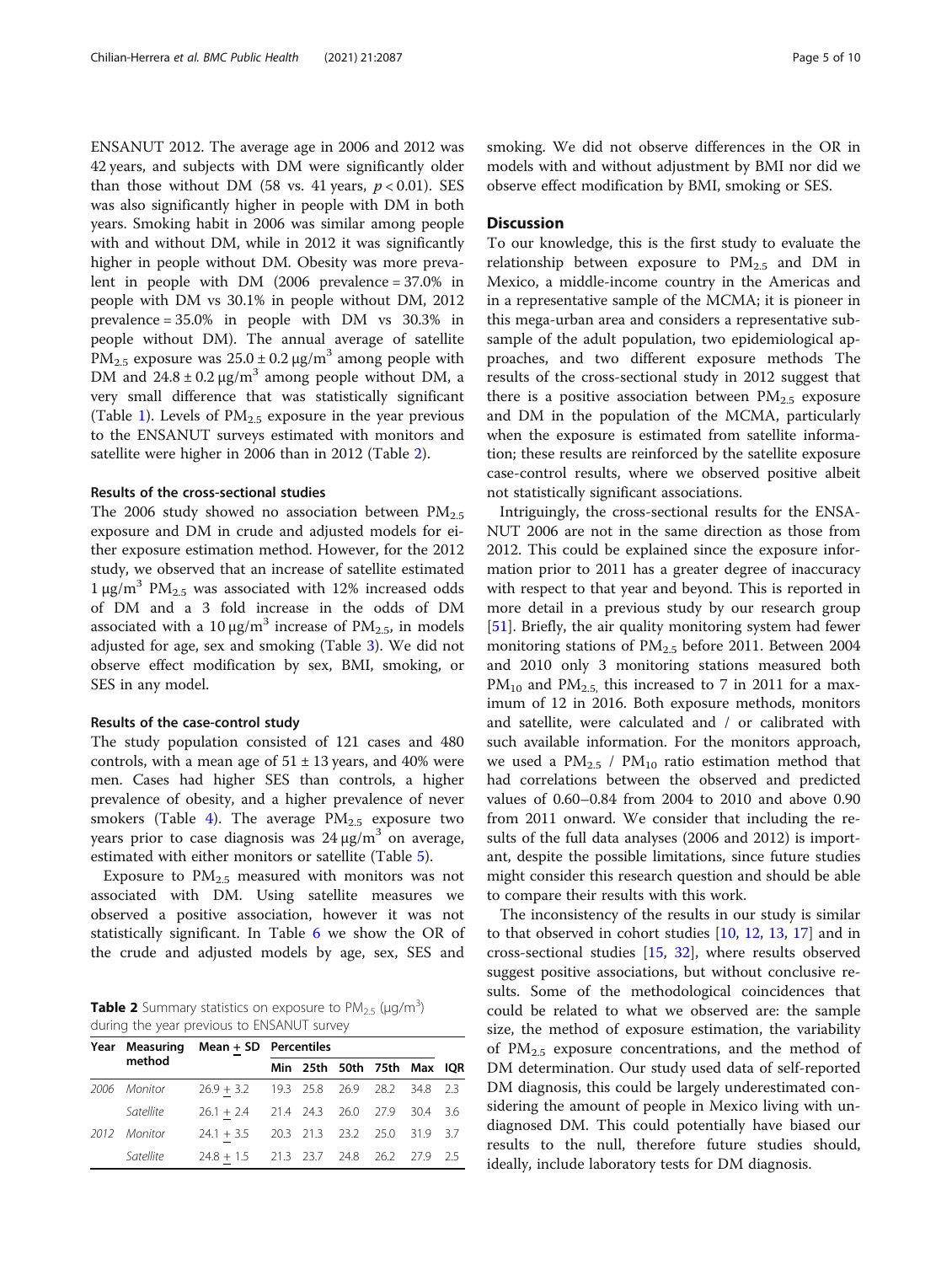ENSANUT 2012. The average age in 2006 and 2012 was 42 years, and subjects with DM were significantly older than those without DM (58 vs. 41 years, $p < 0.01$). SES was also significantly higher in people with DM in both years. Smoking habit in 2006 was similar among people with and without DM, while in 2012 it was significantly higher in people without DM. Obesity was more prevalent in people with DM (2006 prevalence = 37.0% in people with DM vs 30.1% in people without DM, 2012 prevalence = 35.0% in people with DM vs 30.3% in people without DM). The annual average of satellite $PM_{2.5}$ exposure was $25.0 \pm 0.2\ \mu g/m^3$ among people with DM and $24.8 \pm 0.2\ \mu g/m^3$ among people without DM, a very small difference that was statistically significant (Table 1). Levels of $PM_{2.5}$ exposure in the year previous to the ENSANUT surveys estimated with monitors and satellite were higher in 2006 than in 2012 (Table 2).

### Results of the cross-sectional studies

The 2006 study showed no association between $PM_{2.5}$ exposure and DM in crude and adjusted models for either exposure estimation method. However, for the 2012 study, we observed that an increase of satellite estimated $1\ \mu g/m^3$ $PM_{2.5}$ was associated with 12% increased odds of DM and a 3 fold increase in the odds of DM associated with a $10\ \mu g/m^3$ increase of $PM_{2.5}$, in models adjusted for age, sex and smoking (Table 3). We did not observe effect modification by sex, BMI, smoking, or SES in any model.

### Results of the case-control study

The study population consisted of 121 cases and 480 controls, with a mean age of $51 \pm 13$ years, and 40% were men. Cases had higher SES than controls, a higher prevalence of obesity, and a higher prevalence of never smokers (Table 4). The average $PM_{2.5}$ exposure two years prior to case diagnosis was $24\ \mu g/m^3$ on average, estimated with either monitors or satellite (Table 5).

Exposure to $PM_{2.5}$ measured with monitors was not associated with DM. Using satellite measures we observed a positive association, however it was not statistically significant. In Table 6 we show the OR of the crude and adjusted models by age, sex, SES and smoking. We did not observe differences in the OR in models with and without adjustment by BMI nor did we observe effect modification by BMI, smoking or SES.

**Table 2** Summary statistics on exposure to $PM_{2.5}$ ($\mu g/m^3$) during the year previous to ENSANUT survey

| Year | Measuring method | Mean ± SD | Percentiles | | | | | |
|---|---|---|---|---|---|---|---|---|
| | | | Min | 25th | 50th | 75th | Max | IQR |
| *2006* | *Monitor* | 26.9 ± 3.2 | 19.3 | 25.8 | 26.9 | 28.2 | 34.8 | 2.3 |
| | *Satellite* | 26.1 ± 2.4 | 21.4 | 24.3 | 26.0 | 27.9 | 30.4 | 3.6 |
| *2012* | *Monitor* | 24.1 ± 3.5 | 20.3 | 21.3 | 23.2 | 25.0 | 31.9 | 3.7 |
| | *Satellite* | 24.8 ± 1.5 | 21.3 | 23.7 | 24.8 | 26.2 | 27.9 | 2.5 |

## Discussion

To our knowledge, this is the first study to evaluate the relationship between exposure to $PM_{2.5}$ and DM in Mexico, a middle-income country in the Americas and in a representative sample of the MCMA; it is pioneer in this mega-urban area and considers a representative subsample of the adult population, two epidemiological approaches, and two different exposure methods The results of the cross-sectional study in 2012 suggest that there is a positive association between $PM_{2.5}$ exposure and DM in the population of the MCMA, particularly when the exposure is estimated from satellite information; these results are reinforced by the satellite exposure case-control results, where we observed positive albeit not statistically significant associations.

Intriguingly, the cross-sectional results for the ENSANUT 2006 are not in the same direction as those from 2012. This could be explained since the exposure information prior to 2011 has a greater degree of inaccuracy with respect to that year and beyond. This is reported in more detail in a previous study by our research group [51]. Briefly, the air quality monitoring system had fewer monitoring stations of $PM_{2.5}$ before 2011. Between 2004 and 2010 only 3 monitoring stations measured both $PM_{10}$ and $PM_{2.5}$, this increased to 7 in 2011 for a maximum of 12 in 2016. Both exposure methods, monitors and satellite, were calculated and / or calibrated with such available information. For the monitors approach, we used a $PM_{2.5}$ / $PM_{10}$ ratio estimation method that had correlations between the observed and predicted values of 0.60–0.84 from 2004 to 2010 and above 0.90 from 2011 onward. We consider that including the results of the full data analyses (2006 and 2012) is important, despite the possible limitations, since future studies might consider this research question and should be able to compare their results with this work.

The inconsistency of the results in our study is similar to that observed in cohort studies [10, 12, 13, 17] and in cross-sectional studies [15, 32], where results observed suggest positive associations, but without conclusive results. Some of the methodological coincidences that could be related to what we observed are: the sample size, the method of exposure estimation, the variability of $PM_{2.5}$ exposure concentrations, and the method of DM determination. Our study used data of self-reported DM diagnosis, this could be largely underestimated considering the amount of people in Mexico living with undiagnosed DM. This could potentially have biased our results to the null, therefore future studies should, ideally, include laboratory tests for DM diagnosis.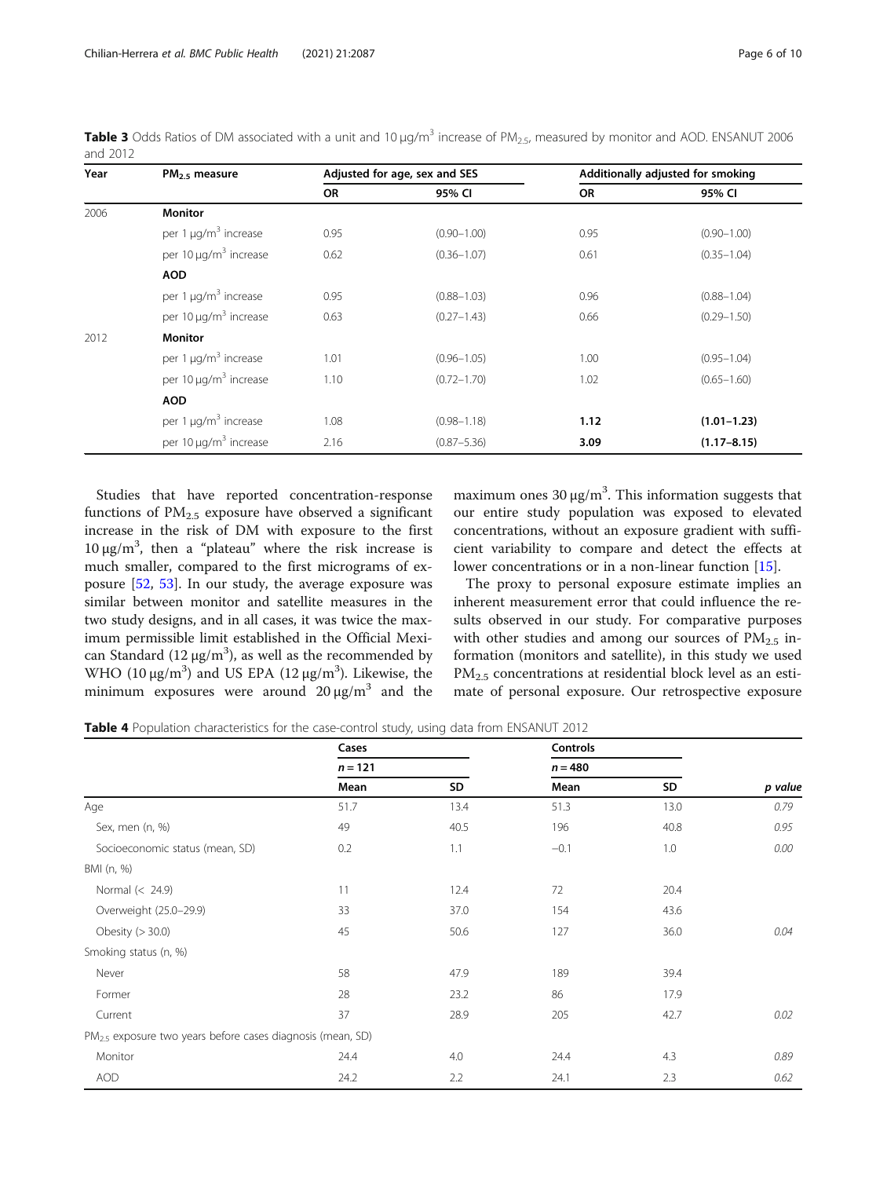**Table 3** Odds Ratios of DM associated with a unit and 10 μg/m$^3$ increase of $PM_{2.5}$, measured by monitor and AOD. ENSANUT 2006 and 2012

| Year | $PM_{2.5}$ measure | Adjusted for age, sex and SES | | Additionally adjusted for smoking | |
|---|---|---|---|---|---|
| | | OR | 95% CI | OR | 95% CI |
| 2006 | **Monitor** | | | | |
| | per 1 μg/m$^3$ increase | 0.95 | (0.90–1.00) | 0.95 | (0.90–1.00) |
| | per 10 μg/m$^3$ increase | 0.62 | (0.36–1.07) | 0.61 | (0.35–1.04) |
| | **AOD** | | | | |
| | per 1 μg/m$^3$ increase | 0.95 | (0.88–1.03) | 0.96 | (0.88–1.04) |
| | per 10 μg/m$^3$ increase | 0.63 | (0.27–1.43) | 0.66 | (0.29–1.50) |
| 2012 | **Monitor** | | | | |
| | per 1 μg/m$^3$ increase | 1.01 | (0.96–1.05) | 1.00 | (0.95–1.04) |
| | per 10 μg/m$^3$ increase | 1.10 | (0.72–1.70) | 1.02 | (0.65–1.60) |
| | **AOD** | | | | |
| | per 1 μg/m$^3$ increase | 1.08 | (0.98–1.18) | **1.12** | **(1.01–1.23)** |
| | per 10 μg/m$^3$ increase | 2.16 | (0.87–5.36) | **3.09** | **(1.17–8.15)** |

Studies that have reported concentration-response functions of $PM_{2.5}$ exposure have observed a significant increase in the risk of DM with exposure to the first 10 μg/m$^3$, then a "plateau" where the risk increase is much smaller, compared to the first micrograms of exposure [52, 53]. In our study, the average exposure was similar between monitor and satellite measures in the two study designs, and in all cases, it was twice the maximum permissible limit established in the Official Mexican Standard (12 μg/m$^3$), as well as the recommended by WHO (10 μg/m$^3$) and US EPA (12 μg/m$^3$). Likewise, the minimum exposures were around 20 μg/m$^3$ and the maximum ones 30 μg/m$^3$. This information suggests that our entire study population was exposed to elevated concentrations, without an exposure gradient with sufficient variability to compare and detect the effects at lower concentrations or in a non-linear function [15].

The proxy to personal exposure estimate implies an inherent measurement error that could influence the results observed in our study. For comparative purposes with other studies and among our sources of $PM_{2.5}$ information (monitors and satellite), in this study we used $PM_{2.5}$ concentrations at residential block level as an estimate of personal exposure. Our retrospective exposure

**Table 4** Population characteristics for the case-control study, using data from ENSANUT 2012

| | Cases | | Controls | | |
|---|---|---|---|---|---|
| | $n = 121$ | | $n = 480$ | | |
| | Mean | SD | Mean | SD | *p value* |
| Age | 51.7 | 13.4 | 51.3 | 13.0 | *0.79* |
| Sex, men (n, %) | 49 | 40.5 | 196 | 40.8 | *0.95* |
| Socioeconomic status (mean, SD) | 0.2 | 1.1 | −0.1 | 1.0 | *0.00* |
| BMI (n, %) | | | | | |
| Normal (< 24.9) | 11 | 12.4 | 72 | 20.4 | |
| Overweight (25.0–29.9) | 33 | 37.0 | 154 | 43.6 | |
| Obesity (> 30.0) | 45 | 50.6 | 127 | 36.0 | *0.04* |
| Smoking status (n, %) | | | | | |
| Never | 58 | 47.9 | 189 | 39.4 | |
| Former | 28 | 23.2 | 86 | 17.9 | |
| Current | 37 | 28.9 | 205 | 42.7 | *0.02* |
| $PM_{2.5}$ exposure two years before cases diagnosis (mean, SD) | | | | | |
| Monitor | 24.4 | 4.0 | 24.4 | 4.3 | *0.89* |
| AOD | 24.2 | 2.2 | 24.1 | 2.3 | *0.62* |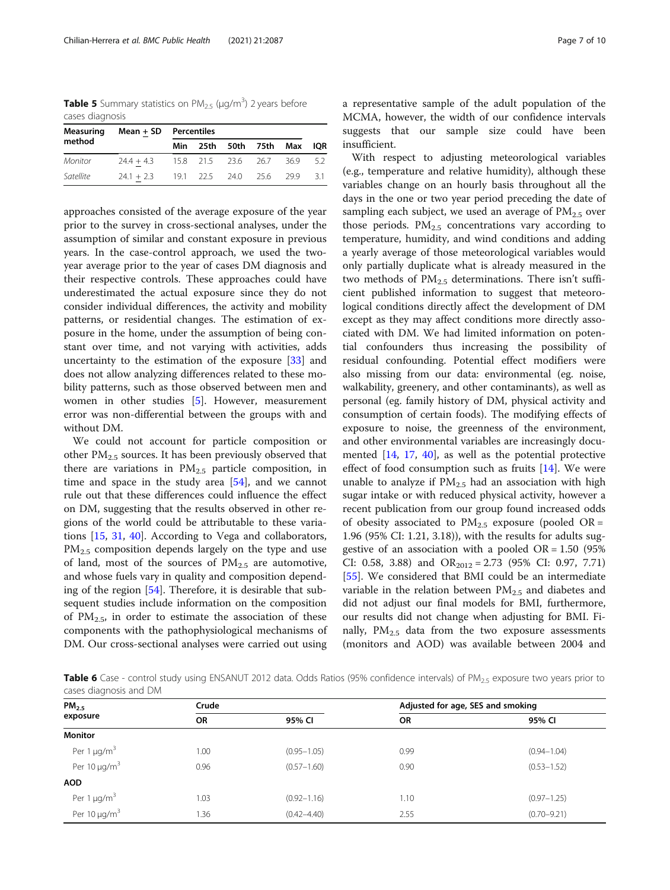**Table 5** Summary statistics on $PM_{2.5}$ ($\mu g/m^3$) 2 years before cases diagnosis

| Measuring method | Mean ± SD | Percentiles | | | | | |
|---|---|---|---|---|---|---|---|
| | | Min | 25th | 50th | 75th | Max | IQR |
| *Monitor* | 24.4 ± 4.3 | 15.8 | 21.5 | 23.6 | 26.7 | 36.9 | 5.2 |
| *Satellite* | 24.1 ± 2.3 | 19.1 | 22.5 | 24.0 | 25.6 | 29.9 | 3.1 |

approaches consisted of the average exposure of the year prior to the survey in cross-sectional analyses, under the assumption of similar and constant exposure in previous years. In the case-control approach, we used the two-year average prior to the year of cases DM diagnosis and their respective controls. These approaches could have underestimated the actual exposure since they do not consider individual differences, the activity and mobility patterns, or residential changes. The estimation of exposure in the home, under the assumption of being constant over time, and not varying with activities, adds uncertainty to the estimation of the exposure [33] and does not allow analyzing differences related to these mobility patterns, such as those observed between men and women in other studies [5]. However, measurement error was non-differential between the groups with and without DM.

We could not account for particle composition or other $PM_{2.5}$ sources. It has been previously observed that there are variations in $PM_{2.5}$ particle composition, in time and space in the study area [54], and we cannot rule out that these differences could influence the effect on DM, suggesting that the results observed in other regions of the world could be attributable to these variations [15, 31, 40]. According to Vega and collaborators, $PM_{2.5}$ composition depends largely on the type and use of land, most of the sources of $PM_{2.5}$ are automotive, and whose fuels vary in quality and composition depending of the region [54]. Therefore, it is desirable that subsequent studies include information on the composition of $PM_{2.5}$, in order to estimate the association of these components with the pathophysiological mechanisms of DM. Our cross-sectional analyses were carried out using a representative sample of the adult population of the MCMA, however, the width of our confidence intervals suggests that our sample size could have been insufficient.

With respect to adjusting meteorological variables (e.g., temperature and relative humidity), although these variables change on an hourly basis throughout all the days in the one or two year period preceding the date of sampling each subject, we used an average of $PM_{2.5}$ over those periods. $PM_{2.5}$ concentrations vary according to temperature, humidity, and wind conditions and adding a yearly average of those meteorological variables would only partially duplicate what is already measured in the two methods of $PM_{2.5}$ determinations. There isn't sufficient published information to suggest that meteorological conditions directly affect the development of DM except as they may affect conditions more directly associated with DM. We had limited information on potential confounders thus increasing the possibility of residual confounding. Potential effect modifiers were also missing from our data: environmental (eg. noise, walkability, greenery, and other contaminants), as well as personal (eg. family history of DM, physical activity and consumption of certain foods). The modifying effects of exposure to noise, the greenness of the environment, and other environmental variables are increasingly documented [14, 17, 40], as well as the potential protective effect of food consumption such as fruits [14]. We were unable to analyze if $PM_{2.5}$ had an association with high sugar intake or with reduced physical activity, however a recent publication from our group found increased odds of obesity associated to $PM_{2.5}$ exposure (pooled OR = 1.96 (95% CI: 1.21, 3.18)), with the results for adults suggestive of an association with a pooled OR = 1.50 (95% CI: 0.58, 3.88) and $OR_{2012}$ = 2.73 (95% CI: 0.97, 7.71) [55]. We considered that BMI could be an intermediate variable in the relation between $PM_{2.5}$ and diabetes and did not adjust our final models for BMI, furthermore, our results did not change when adjusting for BMI. Finally, $PM_{2.5}$ data from the two exposure assessments (monitors and AOD) was available between 2004 and

**Table 6** Case - control study using ENSANUT 2012 data. Odds Ratios (95% confidence intervals) of $PM_{2.5}$ exposure two years prior to cases diagnosis and DM

| $PM_{2.5}$ exposure | Crude | | Adjusted for age, SES and smoking | |
|---|---|---|---|---|
| | OR | 95% CI | OR | 95% CI |
| **Monitor** | | | | |
| Per 1 $\mu g/m^3$ | 1.00 | (0.95–1.05) | 0.99 | (0.94–1.04) |
| Per 10 $\mu g/m^3$ | 0.96 | (0.57–1.60) | 0.90 | (0.53–1.52) |
| **AOD** | | | | |
| Per 1 $\mu g/m^3$ | 1.03 | (0.92–1.16) | 1.10 | (0.97–1.25) |
| Per 10 $\mu g/m^3$ | 1.36 | (0.42–4.40) | 2.55 | (0.70–9.21) |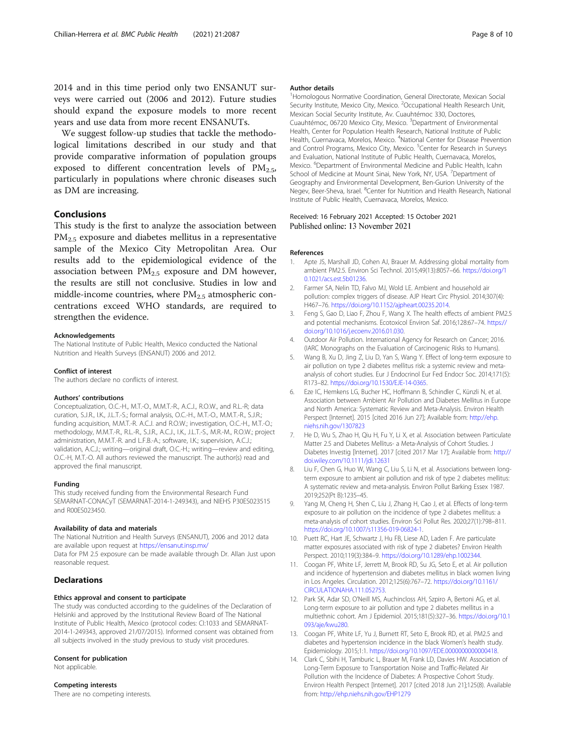2014 and in this time period only two ENSANUT surveys were carried out (2006 and 2012). Future studies should expand the exposure models to more recent years and use data from more recent ENSANUTs.

We suggest follow-up studies that tackle the methodological limitations described in our study and that provide comparative information of population groups exposed to different concentration levels of $PM_{2.5}$, particularly in populations where chronic diseases such as DM are increasing.

## Conclusions

This study is the first to analyze the association between $PM_{2.5}$ exposure and diabetes mellitus in a representative sample of the Mexico City Metropolitan Area. Our results add to the epidemiological evidence of the association between $PM_{2.5}$ exposure and DM however, the results are still not conclusive. Studies in low and middle-income countries, where $PM_{2.5}$ atmospheric concentrations exceed WHO standards, are required to strengthen the evidence.

#### Acknowledgements

The National Institute of Public Health, Mexico conducted the National Nutrition and Health Surveys (ENSANUT) 2006 and 2012.

#### Conflict of interest

The authors declare no conflicts of interest.

#### Authors' contributions

Conceptualization, O.C.-H., M.T.-O., M.M.T.-R., A.C.J., R.O.W., and R.L.-R; data curation, S.J.R., I.K., J.L.T.-S.; formal analysis, O.C.-H., M.T.-O., M.M.T.-R., S.J.R.; funding acquisition, M.M.T.-R. A.C.J. and R.O.W.; investigation, O.C.-H., M.T.-O.; methodology, M.M.T.-R., R.L.-R., S.J.R., A.C.J., I.K., J.L.T.-S., M.R.-M., R.O.W.; project administration, M.M.T.-R. and L.F.B.-A.; software, I.K.; supervision, A.C.J.; validation, A.C.J.; writing—original draft, O.C.-H.; writing—review and editing, O.C.-H, M.T.-O. All authors reviewed the manuscript. The author(s) read and approved the final manuscript.

#### Funding

This study received funding from the Environmental Research Fund SEMARNAT-CONACyT (SEMARNAT-2014-1-249343), and NIEHS P30ES023515 and R00ES023450.

#### Availability of data and materials

The National Nutrition and Health Surveys (ENSANUT), 2006 and 2012 data are available upon request at https://ensanut.insp.mx/

Data for PM 2.5 exposure can be made available through Dr. Allan Just upon reasonable request.

### Declarations

#### Ethics approval and consent to participate

The study was conducted according to the guidelines of the Declaration of Helsinki and approved by the Institutional Review Board of The National Institute of Public Health, Mexico (protocol codes: CI:1033 and SEMARNAT-2014-1-249343, approved 21/07/2015). Informed consent was obtained from all subjects involved in the study previous to study visit procedures.

#### Consent for publication

Not applicable.

#### Competing interests

There are no competing interests.

#### Author details

[1]Homologous Normative Coordination, General Directorate, Mexican Social Security Institute, Mexico City, Mexico. [2]Occupational Health Research Unit, Mexican Social Security Institute, Av. Cuauhtémoc 330, Doctores, Cuauhtémoc, 06720 Mexico City, Mexico. [3]Department of Environmental Health, Center for Population Health Research, National Institute of Public Health, Cuernavaca, Morelos, Mexico. [4]National Center for Disease Prevention and Control Programs, Mexico City, Mexico. [5]Center for Research in Surveys and Evaluation, National Institute of Public Health, Cuernavaca, Morelos, Mexico. [6]Department of Environmental Medicine and Public Health, Icahn School of Medicine at Mount Sinai, New York, NY, USA. [7]Department of Geography and Environmental Development, Ben-Gurion University of the Negev, Beer-Sheva, Israel. [8]Center for Nutrition and Health Research, National Institute of Public Health, Cuernavaca, Morelos, Mexico.

Received: 16 February 2021 Accepted: 15 October 2021
Published online: 13 November 2021

#### References

1. Apte JS, Marshall JD, Cohen AJ, Brauer M. Addressing global mortality from ambient PM2.5. Environ Sci Technol. 2015;49(13):8057–66. https://doi.org/10.1021/acs.est.5b01236.
2. Farmer SA, Nelin TD, Falvo MJ, Wold LE. Ambient and household air pollution: complex triggers of disease. AJP Heart Circ Physiol. 2014;307(4):H467–76. https://doi.org/10.1152/ajpheart.00235.2014.
3. Feng S, Gao D, Liao F, Zhou F, Wang X. The health effects of ambient PM2.5 and potential mechanisms. Ecotoxicol Environ Saf. 2016;128:67–74. https://doi.org/10.1016/j.ecoenv.2016.01.030.
4. Outdoor Air Pollution. International Agency for Research on Cancer; 2016. (IARC Monographs on the Evaluation of Carcinogenic Risks to Humans).
5. Wang B, Xu D, Jing Z, Liu D, Yan S, Wang Y. Effect of long-term exposure to air pollution on type 2 diabetes mellitus risk: a systemic review and meta-analysis of cohort studies. Eur J Endocrinol Eur Fed Endocr Soc. 2014;171(5):R173–82. https://doi.org/10.1530/EJE-14-0365.
6. Eze IC, Hemkens LG, Bucher HC, Hoffmann B, Schindler C, Künzli N, et al. Association between Ambient Air Pollution and Diabetes Mellitus in Europe and North America: Systematic Review and Meta-Analysis. Environ Health Perspect [Internet]. 2015 [cited 2016 Jun 27]; Available from: http://ehp.niehs.nih.gov/1307823
7. He D, Wu S, Zhao H, Qiu H, Fu Y, Li X, et al. Association between Particulate Matter 2.5 and Diabetes Mellitus- a Meta-Analysis of Cohort Studies. J Diabetes Investig [Internet]. 2017 [cited 2017 Mar 17]; Available from: http://doi.wiley.com/10.1111/jdi.12631
8. Liu F, Chen G, Huo W, Wang C, Liu S, Li N, et al. Associations between long-term exposure to ambient air pollution and risk of type 2 diabetes mellitus: A systematic review and meta-analysis. Environ Pollut Barking Essex 1987. 2019;252(Pt B):1235–45.
9. Yang M, Cheng H, Shen C, Liu J, Zhang H, Cao J, et al. Effects of long-term exposure to air pollution on the incidence of type 2 diabetes mellitus: a meta-analysis of cohort studies. Environ Sci Pollut Res. 2020;27(1):798–811. https://doi.org/10.1007/s11356-019-06824-1.
10. Puett RC, Hart JE, Schwartz J, Hu FB, Liese AD, Laden F. Are particulate matter exposures associated with risk of type 2 diabetes? Environ Health Perspect. 2010;119(3):384–9. https://doi.org/10.1289/ehp.1002344.
11. Coogan PF, White LF, Jerrett M, Brook RD, Su JG, Seto E, et al. Air pollution and incidence of hypertension and diabetes mellitus in black women living in Los Angeles. Circulation. 2012;125(6):767–72. https://doi.org/10.1161/CIRCULATIONAHA.111.052753.
12. Park SK, Adar SD, O'Neill MS, Auchincloss AH, Szpiro A, Bertoni AG, et al. Long-term exposure to air pollution and type 2 diabetes mellitus in a multiethnic cohort. Am J Epidemiol. 2015;181(5):327–36. https://doi.org/10.1093/aje/kwu280.
13. Coogan PF, White LF, Yu J, Burnett RT, Seto E, Brook RD, et al. PM2.5 and diabetes and hypertension incidence in the black Women's health study. Epidemiology. 2015;1:1. https://doi.org/10.1097/EDE.0000000000000418.
14. Clark C, Sbihi H, Tamburic L, Brauer M, Frank LD, Davies HW. Association of Long-Term Exposure to Transportation Noise and Traffic-Related Air Pollution with the Incidence of Diabetes: A Prospective Cohort Study. Environ Health Perspect [Internet]. 2017 [cited 2018 Jun 21];125(8). Available from: http://ehp.niehs.nih.gov/EHP1279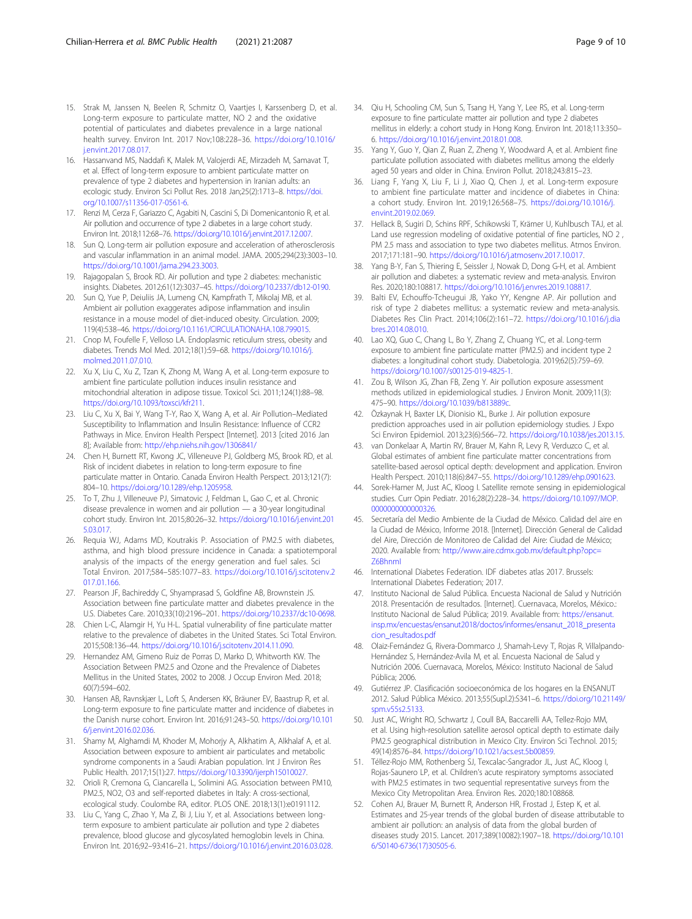15. Strak M, Janssen N, Beelen R, Schmitz O, Vaartjes I, Karssenberg D, et al. Long-term exposure to particulate matter, NO 2 and the oxidative potential of particulates and diabetes prevalence in a large national health survey. Environ Int. 2017 Nov;108:228–36. https://doi.org/10.1016/j.envint.2017.08.017.
16. Hassanvand MS, Naddafi K, Malek M, Valojerdi AE, Mirzadeh M, Samavat T, et al. Effect of long-term exposure to ambient particulate matter on prevalence of type 2 diabetes and hypertension in Iranian adults: an ecologic study. Environ Sci Pollut Res. 2018 Jan;25(2):1713–8. https://doi.org/10.1007/s11356-017-0561-6.
17. Renzi M, Cerza F, Gariazzo C, Agabiti N, Cascini S, Di Domenicantonio R, et al. Air pollution and occurrence of type 2 diabetes in a large cohort study. Environ Int. 2018;112:68–76. https://doi.org/10.1016/j.envint.2017.12.007.
18. Sun Q. Long-term air pollution exposure and acceleration of atherosclerosis and vascular inflammation in an animal model. JAMA. 2005;294(23):3003–10. https://doi.org/10.1001/jama.294.23.3003.
19. Rajagopalan S, Brook RD. Air pollution and type 2 diabetes: mechanistic insights. Diabetes. 2012;61(12):3037–45. https://doi.org/10.2337/db12-0190.
20. Sun Q, Yue P, Deiuliis JA, Lumeng CN, Kampfrath T, Mikolaj MB, et al. Ambient air pollution exaggerates adipose inflammation and insulin resistance in a mouse model of diet-induced obesity. Circulation. 2009; 119(4):538–46. https://doi.org/10.1161/CIRCULATIONAHA.108.799015.
21. Cnop M, Foufelle F, Velloso LA. Endoplasmic reticulum stress, obesity and diabetes. Trends Mol Med. 2012;18(1):59–68. https://doi.org/10.1016/j.molmed.2011.07.010.
22. Xu X, Liu C, Xu Z, Tzan K, Zhong M, Wang A, et al. Long-term exposure to ambient fine particulate pollution induces insulin resistance and mitochondrial alteration in adipose tissue. Toxicol Sci. 2011;124(1):88–98. https://doi.org/10.1093/toxsci/kfr211.
23. Liu C, Xu X, Bai Y, Wang T-Y, Rao X, Wang A, et al. Air Pollution–Mediated Susceptibility to Inflammation and Insulin Resistance: Influence of CCR2 Pathways in Mice. Environ Health Perspect [Internet]. 2013 [cited 2016 Jan 8]; Available from: http://ehp.niehs.nih.gov/1306841/
24. Chen H, Burnett RT, Kwong JC, Villeneuve PJ, Goldberg MS, Brook RD, et al. Risk of incident diabetes in relation to long-term exposure to fine particulate matter in Ontario. Canada Environ Health Perspect. 2013;121(7): 804–10. https://doi.org/10.1289/ehp.1205958.
25. To T, Zhu J, Villeneuve PJ, Simatovic J, Feldman L, Gao C, et al. Chronic disease prevalence in women and air pollution — a 30-year longitudinal cohort study. Environ Int. 2015;80:26–32. https://doi.org/10.1016/j.envint.2015.03.017.
26. Requia WJ, Adams MD, Koutrakis P. Association of PM2.5 with diabetes, asthma, and high blood pressure incidence in Canada: a spatiotemporal analysis of the impacts of the energy generation and fuel sales. Sci Total Environ. 2017;584–585:1077–83. https://doi.org/10.1016/j.scitotenv.2017.01.166.
27. Pearson JF, Bachireddy C, Shyamprasad S, Goldfine AB, Brownstein JS. Association between fine particulate matter and diabetes prevalence in the U.S. Diabetes Care. 2010;33(10):2196–201. https://doi.org/10.2337/dc10-0698.
28. Chien L-C, Alamgir H, Yu H-L. Spatial vulnerability of fine particulate matter relative to the prevalence of diabetes in the United States. Sci Total Environ. 2015;508:136–44. https://doi.org/10.1016/j.scitotenv.2014.11.090.
29. Hernandez AM, Gimeno Ruiz de Porras D, Marko D, Whitworth KW. The Association Between PM2.5 and Ozone and the Prevalence of Diabetes Mellitus in the United States, 2002 to 2008. J Occup Environ Med. 2018; 60(7):594–602.
30. Hansen AB, Ravnskjær L, Loft S, Andersen KK, Bräuner EV, Baastrup R, et al. Long-term exposure to fine particulate matter and incidence of diabetes in the Danish nurse cohort. Environ Int. 2016;91:243–50. https://doi.org/10.1016/j.envint.2016.02.036.
31. Shamy M, Alghamdi M, Khoder M, Mohorjy A, Alkhatim A, Alkhalaf A, et al. Association between exposure to ambient air particulates and metabolic syndrome components in a Saudi Arabian population. Int J Environ Res Public Health. 2017;15(1):27. https://doi.org/10.3390/ijerph15010027.
32. Orioli R, Cremona G, Ciancarella L, Solimini AG. Association between PM10, PM2.5, NO2, O3 and self-reported diabetes in Italy: A cross-sectional, ecological study. Coulombe RA, editor. PLOS ONE. 2018;13(1):e0191112.
33. Liu C, Yang C, Zhao Y, Ma Z, Bi J, Liu Y, et al. Associations between long-term exposure to ambient particulate air pollution and type 2 diabetes prevalence, blood glucose and glycosylated hemoglobin levels in China. Environ Int. 2016;92–93:416–21. https://doi.org/10.1016/j.envint.2016.03.028.
34. Qiu H, Schooling CM, Sun S, Tsang H, Yang Y, Lee RS, et al. Long-term exposure to fine particulate matter air pollution and type 2 diabetes mellitus in elderly: a cohort study in Hong Kong. Environ Int. 2018;113:350–6. https://doi.org/10.1016/j.envint.2018.01.008.
35. Yang Y, Guo Y, Qian Z, Ruan Z, Zheng Y, Woodward A, et al. Ambient fine particulate pollution associated with diabetes mellitus among the elderly aged 50 years and older in China. Environ Pollut. 2018;243:815–23.
36. Liang F, Yang X, Liu F, Li J, Xiao Q, Chen J, et al. Long-term exposure to ambient fine particulate matter and incidence of diabetes in China: a cohort study. Environ Int. 2019;126:568–75. https://doi.org/10.1016/j.envint.2019.02.069.
37. Hellack B, Sugiri D, Schins RPF, Schikowski T, Krämer U, Kuhlbusch TAJ, et al. Land use regression modeling of oxidative potential of fine particles, NO 2 , PM 2.5 mass and association to type two diabetes mellitus. Atmos Environ. 2017;171:181–90. https://doi.org/10.1016/j.atmosenv.2017.10.017.
38. Yang B-Y, Fan S, Thiering E, Seissler J, Nowak D, Dong G-H, et al. Ambient air pollution and diabetes: a systematic review and meta-analysis. Environ Res. 2020;180:108817. https://doi.org/10.1016/j.envres.2019.108817.
39. Balti EV, Echouffo-Tcheugui JB, Yako YY, Kengne AP. Air pollution and risk of type 2 diabetes mellitus: a systematic review and meta-analysis. Diabetes Res Clin Pract. 2014;106(2):161–72. https://doi.org/10.1016/j.diabres.2014.08.010.
40. Lao XQ, Guo C, Chang L, Bo Y, Zhang Z, Chuang YC, et al. Long-term exposure to ambient fine particulate matter (PM2.5) and incident type 2 diabetes: a longitudinal cohort study. Diabetologia. 2019;62(5):759–69. https://doi.org/10.1007/s00125-019-4825-1.
41. Zou B, Wilson JG, Zhan FB, Zeng Y. Air pollution exposure assessment methods utilized in epidemiological studies. J Environ Monit. 2009;11(3): 475–90. https://doi.org/10.1039/b813889c.
42. Özkaynak H, Baxter LK, Dionisio KL, Burke J. Air pollution exposure prediction approaches used in air pollution epidemiology studies. J Expo Sci Environ Epidemiol. 2013;23(6):566–72. https://doi.org/10.1038/jes.2013.15.
43. van Donkelaar A, Martin RV, Brauer M, Kahn R, Levy R, Verduzco C, et al. Global estimates of ambient fine particulate matter concentrations from satellite-based aerosol optical depth: development and application. Environ Health Perspect. 2010;118(6):847–55. https://doi.org/10.1289/ehp.0901623.
44. Sorek-Hamer M, Just AC, Kloog I. Satellite remote sensing in epidemiological studies. Curr Opin Pediatr. 2016;28(2):228–34. https://doi.org/10.1097/MOP.0000000000000326.
45. Secretaría del Medio Ambiente de la Ciudad de México. Calidad del aire en la Ciudad de México, Informe 2018. [Internet]. Dirección General de Calidad del Aire, Dirección de Monitoreo de Calidad del Aire: Ciudad de México; 2020. Available from: http://www.aire.cdmx.gob.mx/default.php?opc=Z6BhnmI
46. International Diabetes Federation. IDF diabetes atlas 2017. Brussels: International Diabetes Federation; 2017.
47. Instituto Nacional de Salud Pública. Encuesta Nacional de Salud y Nutrición 2018. Presentación de resultados. [Internet]. Cuernavaca, Morelos, México.: Instituto Nacional de Salud Pública; 2019. Available from: https://ensanut.insp.mx/encuestas/ensanut2018/doctos/informes/ensanut_2018_presentacion_resultados.pdf
48. Olaiz-Fernández G, Rivera-Dommarco J, Shamah-Levy T, Rojas R, Villalpando-Hernández S, Hernández-Avila M, et al. Encuesta Nacional de Salud y Nutrición 2006. Cuernavaca, Morelos, México: Instituto Nacional de Salud Pública; 2006.
49. Gutiérrez JP. Clasificación socioeconómica de los hogares en la ENSANUT 2012. Salud Pública México. 2013;55(Supl.2):S341–6. https://doi.org/10.21149/spm.v55s2.5133.
50. Just AC, Wright RO, Schwartz J, Coull BA, Baccarelli AA, Tellez-Rojo MM, et al. Using high-resolution satellite aerosol optical depth to estimate daily PM2.5 geographical distribution in Mexico City. Environ Sci Technol. 2015; 49(14):8576–84. https://doi.org/10.1021/acs.est.5b00859.
51. Téllez-Rojo MM, Rothenberg SJ, Texcalac-Sangrador JL, Just AC, Kloog I, Rojas-Saunero LP, et al. Children's acute respiratory symptoms associated with PM2.5 estimates in two sequential representative surveys from the Mexico City Metropolitan Area. Environ Res. 2020;180:108868.
52. Cohen AJ, Brauer M, Burnett R, Anderson HR, Frostad J, Estep K, et al. Estimates and 25-year trends of the global burden of disease attributable to ambient air pollution: an analysis of data from the global burden of diseases study 2015. Lancet. 2017;389(10082):1907–18. https://doi.org/10.1016/S0140-6736(17)30505-6.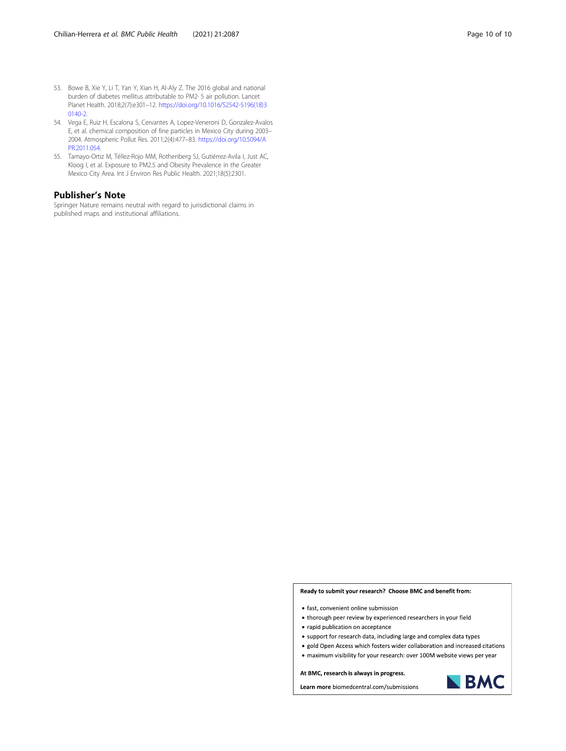53. Bowe B, Xie Y, Li T, Yan Y, Xian H, Al-Aly Z. The 2016 global and national burden of diabetes mellitus attributable to PM2· 5 air pollution. Lancet Planet Health. 2018;2(7):e301–12. https://doi.org/10.1016/S2542-5196(18)30140-2.
54. Vega E, Ruiz H, Escalona S, Cervantes A, Lopez-Veneroni D, Gonzalez-Avalos E, et al. chemical composition of fine particles in Mexico City during 2003–2004. Atmospheric Pollut Res. 2011;2(4):477–83. https://doi.org/10.5094/APR.2011.054.
55. Tamayo-Ortiz M, Téllez-Rojo MM, Rothenberg SJ, Gutiérrez-Avila I, Just AC, Kloog I, et al. Exposure to PM2.5 and Obesity Prevalence in the Greater Mexico City Area. Int J Environ Res Public Health. 2021;18(5):2301.

## Publisher's Note

Springer Nature remains neutral with regard to jurisdictional claims in published maps and institutional affiliations.

**Ready to submit your research? Choose BMC and benefit from:**

- fast, convenient online submission
- thorough peer review by experienced researchers in your field
- rapid publication on acceptance
- support for research data, including large and complex data types
- gold Open Access which fosters wider collaboration and increased citations
- maximum visibility for your research: over 100M website views per year

**At BMC, research is always in progress.**

**Learn more** biomedcentral.com/submissions

BMC